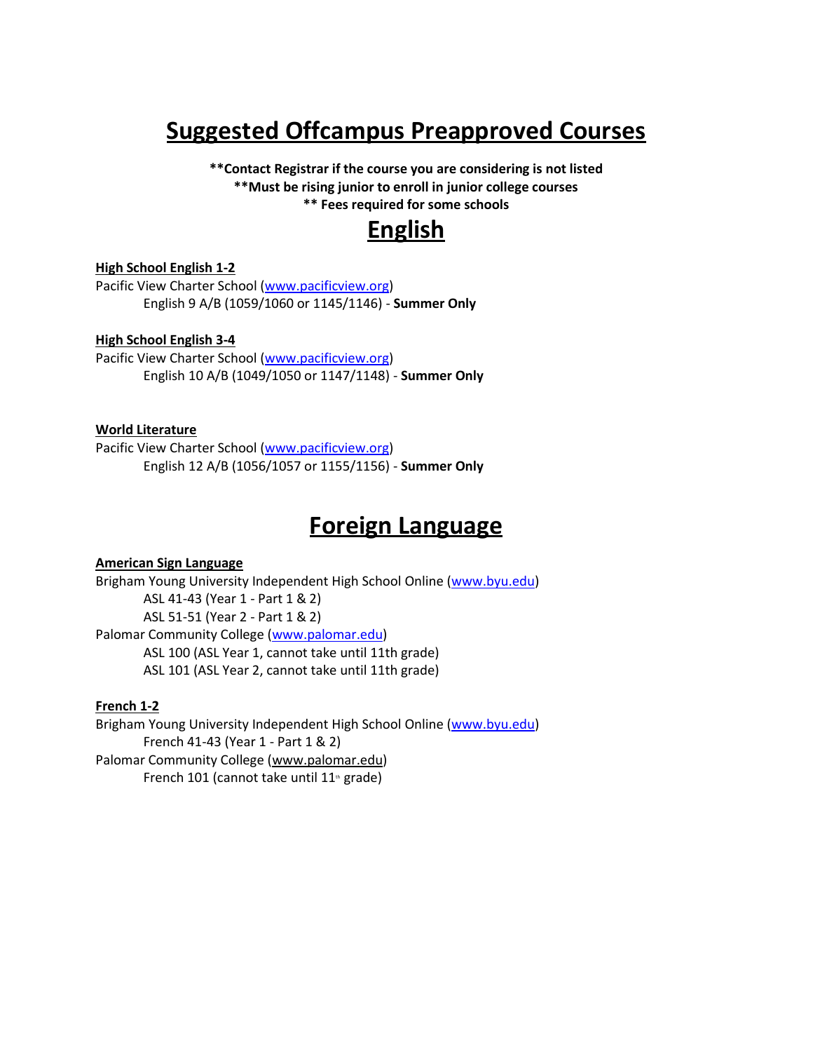# Suggested Offcampus Preapproved Courses

**\*\*Contact Registrar if the course you are considering is not listed**
**\*\*Must be rising junior to enroll in junior college courses**
**\*\* Fees required for some schools**

## English

**High School English 1-2**
Pacific View Charter School (www.pacificview.org)
English 9 A/B (1059/1060 or 1145/1146) - **Summer Only**

**High School English 3-4**
Pacific View Charter School (www.pacificview.org)
English 10 A/B (1049/1050 or 1147/1148) - **Summer Only**

**World Literature**
Pacific View Charter School (www.pacificview.org)
English 12 A/B (1056/1057 or 1155/1156) - **Summer Only**

## Foreign Language

**American Sign Language**
Brigham Young University Independent High School Online (www.byu.edu)
ASL 41-43 (Year 1 - Part 1 & 2)
ASL 51-51 (Year 2 - Part 1 & 2)
Palomar Community College (www.palomar.edu)
ASL 100 (ASL Year 1, cannot take until 11th grade)
ASL 101 (ASL Year 2, cannot take until 11th grade)

**French 1-2**
Brigham Young University Independent High School Online (www.byu.edu)
French 41-43 (Year 1 - Part 1 & 2)
Palomar Community College (www.palomar.edu)
French 101 (cannot take until 11th grade)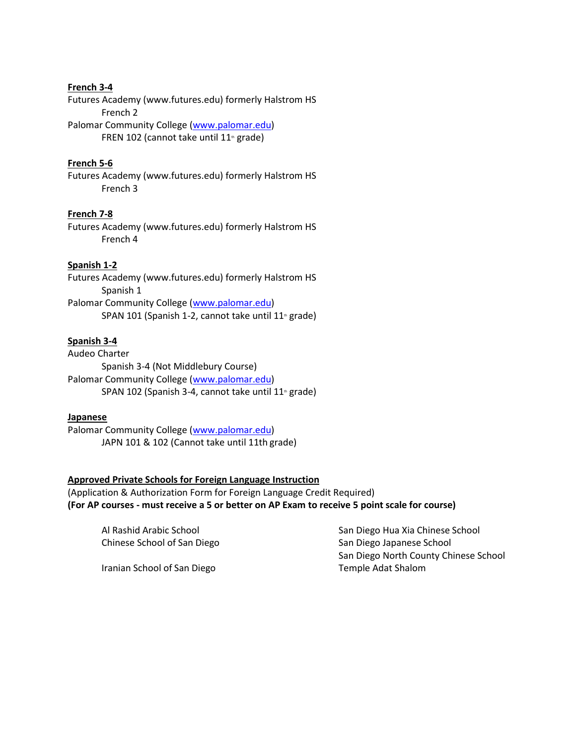**French 3-4**

Futures Academy (www.futures.edu) formerly Halstrom HS

French 2

Palomar Community College (www.palomar.edu)

FREN 102 (cannot take until 11th grade)

**French 5-6**

Futures Academy (www.futures.edu) formerly Halstrom HS

French 3

**French 7-8**

Futures Academy (www.futures.edu) formerly Halstrom HS

French 4

**Spanish 1-2**

Futures Academy (www.futures.edu) formerly Halstrom HS

Spanish 1

Palomar Community College (www.palomar.edu)

SPAN 101 (Spanish 1-2, cannot take until 11th grade)

**Spanish 3-4**

Audeo Charter

Spanish 3-4 (Not Middlebury Course)

Palomar Community College (www.palomar.edu)

SPAN 102 (Spanish 3-4, cannot take until 11th grade)

**Japanese**

Palomar Community College (www.palomar.edu)

JAPN 101 & 102 (Cannot take until 11th grade)

**Approved Private Schools for Foreign Language Instruction**

(Application & Authorization Form for Foreign Language Credit Required)

**(For AP courses - must receive a 5 or better on AP Exam to receive 5 point scale for course)**

- Al Rashid Arabic School
- Chinese School of San Diego
- Iranian School of San Diego
- San Diego Hua Xia Chinese School
- San Diego Japanese School
- San Diego North County Chinese School
- Temple Adat Shalom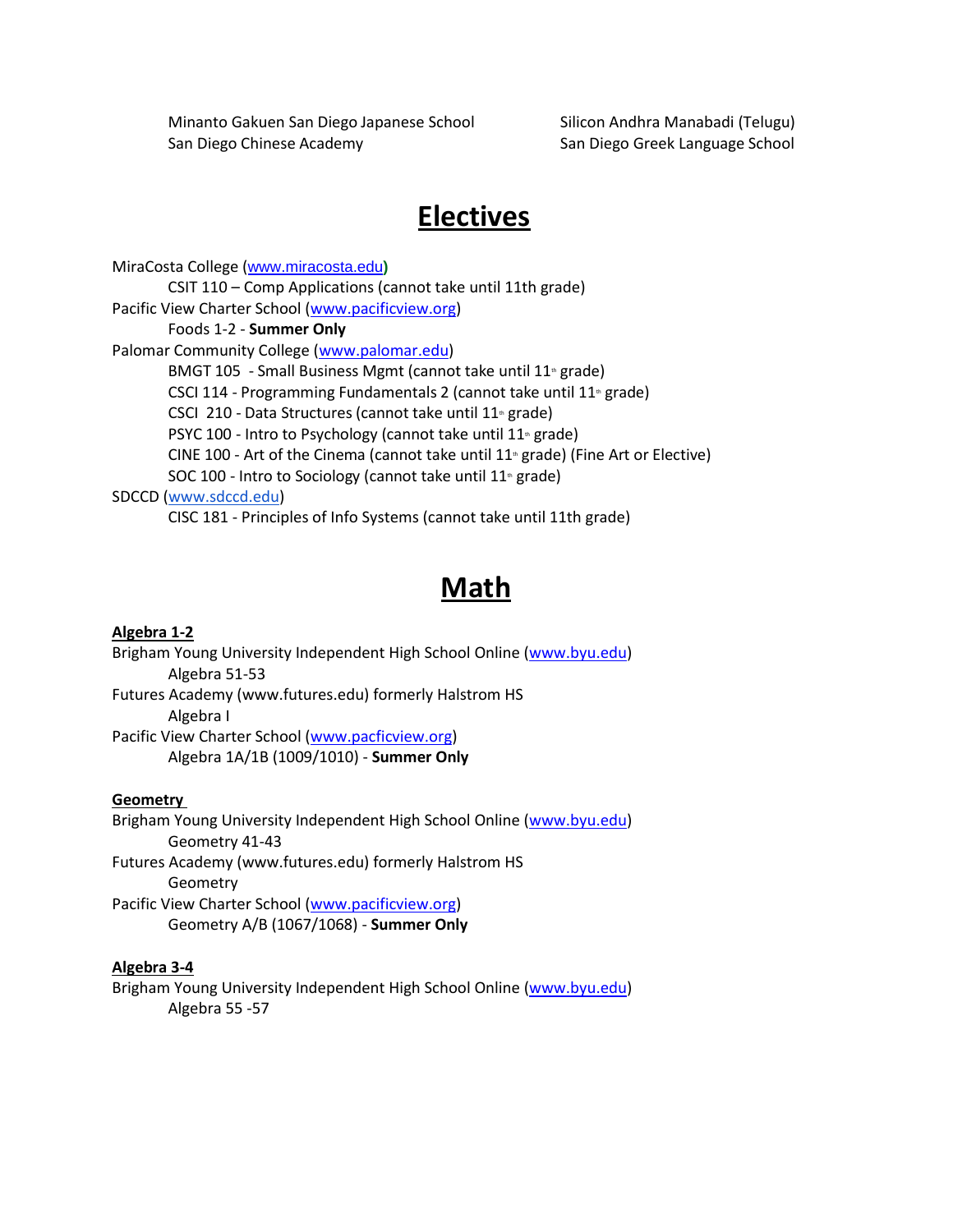Minanto Gakuen San Diego Japanese School
San Diego Chinese Academy
Silicon Andhra Manabadi (Telugu)
San Diego Greek Language School

# Electives

MiraCosta College (www.miracosta.edu)
    CSIT 110 – Comp Applications (cannot take until 11th grade)
Pacific View Charter School (www.pacificview.org)
    Foods 1-2 - **Summer Only**
Palomar Community College (www.palomar.edu)
    BMGT 105 - Small Business Mgmt (cannot take until 11th grade)
    CSCI 114 - Programming Fundamentals 2 (cannot take until 11th grade)
    CSCI 210 - Data Structures (cannot take until 11th grade)
    PSYC 100 - Intro to Psychology (cannot take until 11th grade)
    CINE 100 - Art of the Cinema (cannot take until 11th grade) (Fine Art or Elective)
    SOC 100 - Intro to Sociology (cannot take until 11th grade)
SDCCD (www.sdccd.edu)
    CISC 181 - Principles of Info Systems (cannot take until 11th grade)

# Math

**Algebra 1-2**

Brigham Young University Independent High School Online (www.byu.edu)
    Algebra 51-53
Futures Academy (www.futures.edu) formerly Halstrom HS
    Algebra I
Pacific View Charter School (www.pacficview.org)
    Algebra 1A/1B (1009/1010) - **Summer Only**

**Geometry**

Brigham Young University Independent High School Online (www.byu.edu)
    Geometry 41-43
Futures Academy (www.futures.edu) formerly Halstrom HS
    Geometry
Pacific View Charter School (www.pacificview.org)
    Geometry A/B (1067/1068) - **Summer Only**

**Algebra 3-4**

Brigham Young University Independent High School Online (www.byu.edu)
    Algebra 55 -57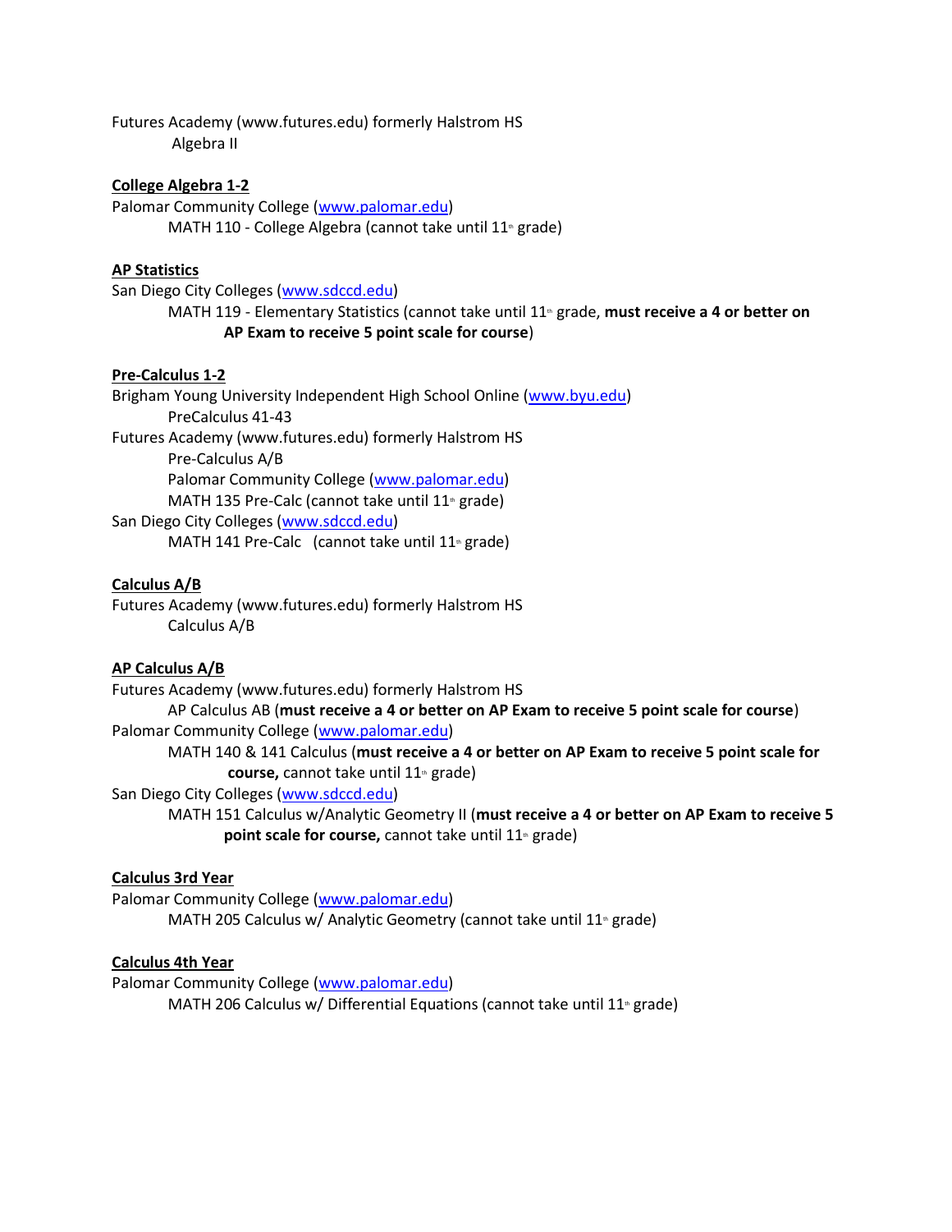Futures Academy (www.futures.edu) formerly Halstrom HS
 Algebra II

**College Algebra 1-2**

Palomar Community College (www.palomar.edu)
 MATH 110 - College Algebra (cannot take until 11th grade)

**AP Statistics**

San Diego City Colleges (www.sdccd.edu)
 MATH 119 - Elementary Statistics (cannot take until 11th grade, **must receive a 4 or better on AP Exam to receive 5 point scale for course**)

**Pre-Calculus 1-2**

Brigham Young University Independent High School Online (www.byu.edu)
 PreCalculus 41-43
Futures Academy (www.futures.edu) formerly Halstrom HS
 Pre-Calculus A/B
 Palomar Community College (www.palomar.edu)
 MATH 135 Pre-Calc (cannot take until 11th grade)
San Diego City Colleges (www.sdccd.edu)
 MATH 141 Pre-Calc (cannot take until 11th grade)

**Calculus A/B**

Futures Academy (www.futures.edu) formerly Halstrom HS
 Calculus A/B

**AP Calculus A/B**

Futures Academy (www.futures.edu) formerly Halstrom HS
 AP Calculus AB (**must receive a 4 or better on AP Exam to receive 5 point scale for course**)
Palomar Community College (www.palomar.edu)
 MATH 140 & 141 Calculus (**must receive a 4 or better on AP Exam to receive 5 point scale for course,** cannot take until 11th grade)
San Diego City Colleges (www.sdccd.edu)
 MATH 151 Calculus w/Analytic Geometry II (**must receive a 4 or better on AP Exam to receive 5 point scale for course,** cannot take until 11th grade)

**Calculus 3rd Year**

Palomar Community College (www.palomar.edu)
 MATH 205 Calculus w/ Analytic Geometry (cannot take until 11th grade)

**Calculus 4th Year**

Palomar Community College (www.palomar.edu)
 MATH 206 Calculus w/ Differential Equations (cannot take until 11th grade)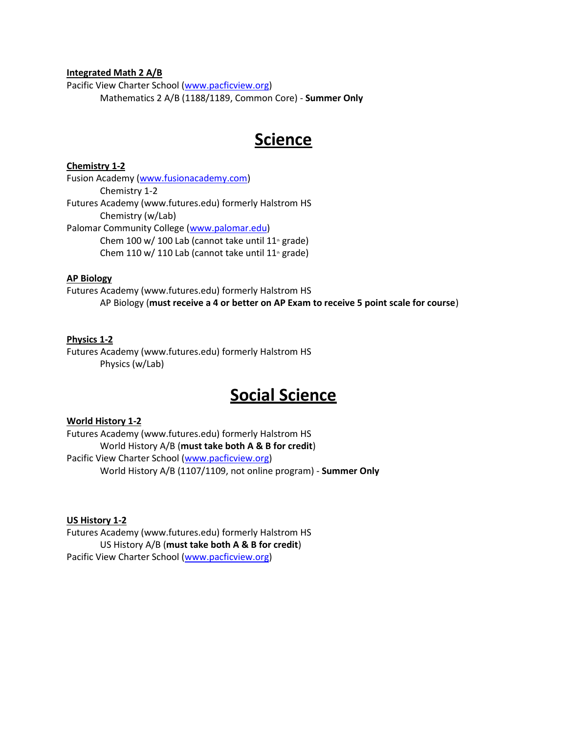**Integrated Math 2 A/B**

Pacific View Charter School ([www.pacficview.org](http://www.pacficview.org))

Mathematics 2 A/B (1188/1189, Common Core) - **Summer Only**

# Science

**Chemistry 1-2**

Fusion Academy ([www.fusionacademy.com](http://www.fusionacademy.com))

Chemistry 1-2

Futures Academy (www.futures.edu) formerly Halstrom HS

Chemistry (w/Lab)

Palomar Community College ([www.palomar.edu](http://www.palomar.edu))

Chem 100 w/ 100 Lab (cannot take until 11th grade)

Chem 110 w/ 110 Lab (cannot take until 11th grade)

**AP Biology**

Futures Academy (www.futures.edu) formerly Halstrom HS

AP Biology (**must receive a 4 or better on AP Exam to receive 5 point scale for course**)

**Physics 1-2**

Futures Academy (www.futures.edu) formerly Halstrom HS

Physics (w/Lab)

# Social Science

**World History 1-2**

Futures Academy (www.futures.edu) formerly Halstrom HS

World History A/B (**must take both A & B for credit**)

Pacific View Charter School ([www.pacficview.org](http://www.pacficview.org))

World History A/B (1107/1109, not online program) - **Summer Only**

**US History 1-2**

Futures Academy (www.futures.edu) formerly Halstrom HS

US History A/B (**must take both A & B for credit**)

Pacific View Charter School ([www.pacficview.org](http://www.pacficview.org))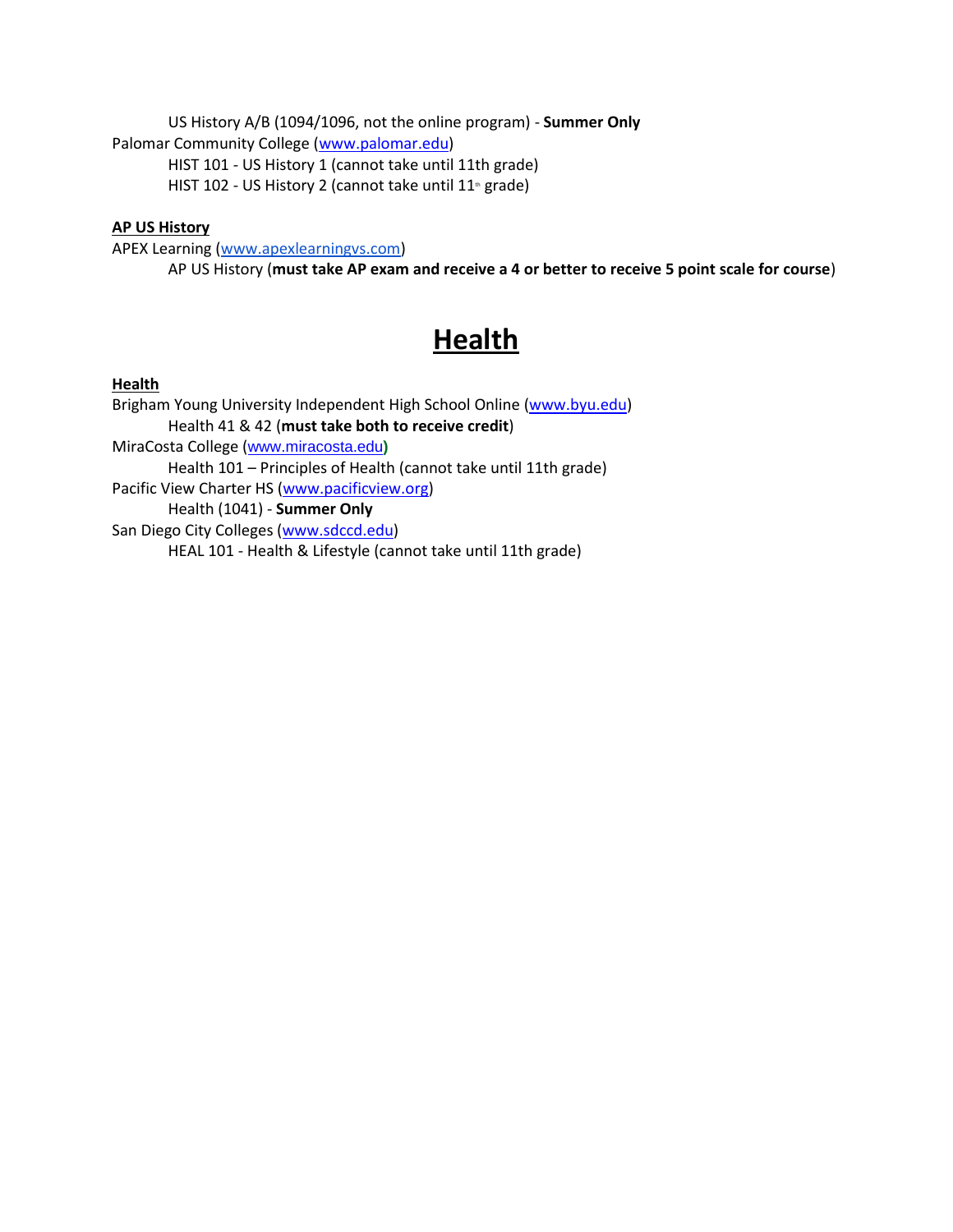US History A/B (1094/1096, not the online program) - **Summer Only**

Palomar Community College (www.palomar.edu)

HIST 101 - US History 1 (cannot take until 11th grade)

HIST 102 - US History 2 (cannot take until 11th grade)

**AP US History**

APEX Learning (www.apexlearningvs.com)

AP US History (**must take AP exam and receive a 4 or better to receive 5 point scale for course**)

# Health

**Health**

Brigham Young University Independent High School Online (www.byu.edu)

Health 41 & 42 (**must take both to receive credit**)

MiraCosta College (www.miracosta.edu)

Health 101 – Principles of Health (cannot take until 11th grade)

Pacific View Charter HS (www.pacificview.org)

Health (1041) - **Summer Only**

San Diego City Colleges (www.sdccd.edu)

HEAL 101 - Health & Lifestyle (cannot take until 11th grade)